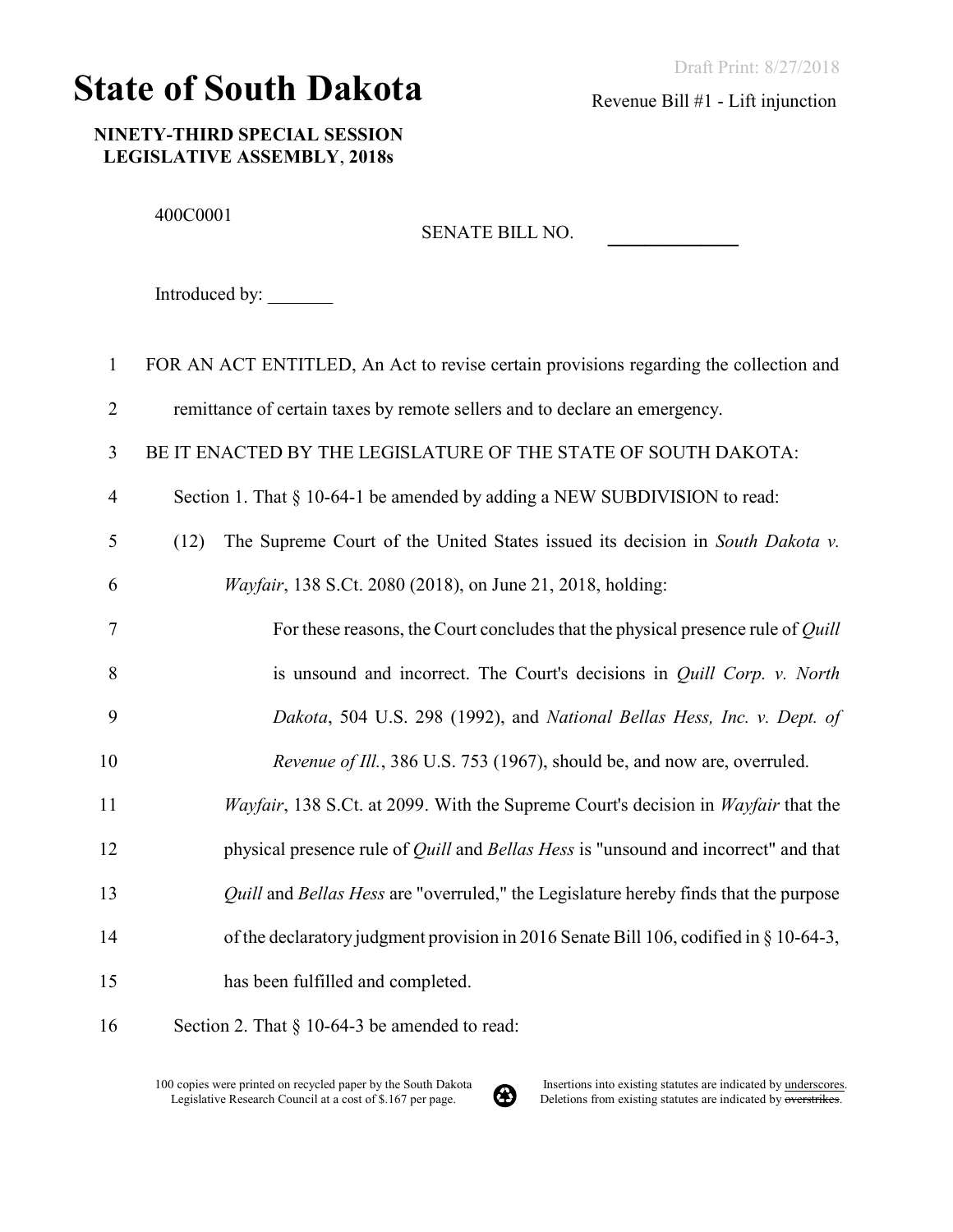Draft Print: 8/27/2018

# State of South Dakota

Revenue Bill #1 - Lift injunction

**NINETY-THIRD SPECIAL SESSION**
**LEGISLATIVE ASSEMBLY**, **2018s**

400C0001

SENATE BILL NO. ______________

Introduced by: _______

FOR AN ACT ENTITLED, An Act to revise certain provisions regarding the collection and remittance of certain taxes by remote sellers and to declare an emergency.

BE IT ENACTED BY THE LEGISLATURE OF THE STATE OF SOUTH DAKOTA:

Section 1. That § 10-64-1 be amended by adding a NEW SUBDIVISION to read:

(12) The Supreme Court of the United States issued its decision in *South Dakota v. Wayfair*, 138 S.Ct. 2080 (2018), on June 21, 2018, holding:

> For these reasons, the Court concludes that the physical presence rule of *Quill* is unsound and incorrect. The Court's decisions in *Quill Corp. v. North Dakota*, 504 U.S. 298 (1992), and *National Bellas Hess, Inc. v. Dept. of Revenue of Ill.*, 386 U.S. 753 (1967), should be, and now are, overruled.

*Wayfair*, 138 S.Ct. at 2099. With the Supreme Court's decision in *Wayfair* that the physical presence rule of *Quill* and *Bellas Hess* is "unsound and incorrect" and that *Quill* and *Bellas Hess* are "overruled," the Legislature hereby finds that the purpose of the declaratory judgment provision in 2016 Senate Bill 106, codified in § 10-64-3, has been fulfilled and completed.

Section 2. That § 10-64-3 be amended to read:

100 copies were printed on recycled paper by the South Dakota Legislative Research Council at a cost of $.167 per page.

Insertions into existing statutes are indicated by <u>underscores</u>. Deletions from existing statutes are indicated by ~~overstrikes~~.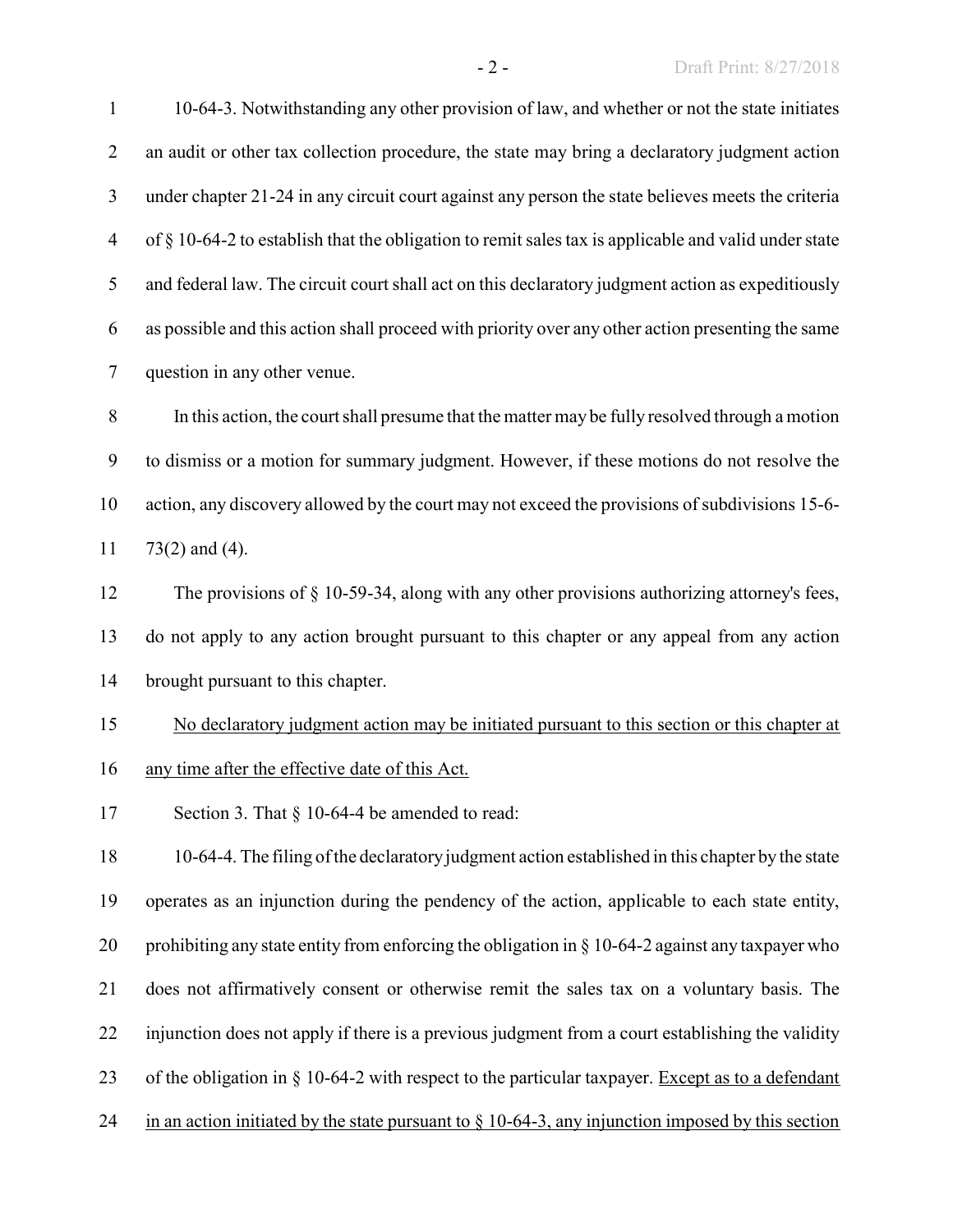10-64-3. Notwithstanding any other provision of law, and whether or not the state initiates an audit or other tax collection procedure, the state may bring a declaratory judgment action under chapter 21-24 in any circuit court against any person the state believes meets the criteria of § 10-64-2 to establish that the obligation to remit sales tax is applicable and valid under state and federal law. The circuit court shall act on this declaratory judgment action as expeditiously as possible and this action shall proceed with priority over any other action presenting the same question in any other venue.

In this action, the court shall presume that the matter may be fully resolved through a motion to dismiss or a motion for summary judgment. However, if these motions do not resolve the action, any discovery allowed by the court may not exceed the provisions of subdivisions 15-6-73(2) and (4).

The provisions of § 10-59-34, along with any other provisions authorizing attorney's fees, do not apply to any action brought pursuant to this chapter or any appeal from any action brought pursuant to this chapter.

<u>No declaratory judgment action may be initiated pursuant to this section or this chapter at any time after the effective date of this Act.</u>

Section 3. That § 10-64-4 be amended to read:

10-64-4. The filing of the declaratory judgment action established in this chapter by the state operates as an injunction during the pendency of the action, applicable to each state entity, prohibiting any state entity from enforcing the obligation in § 10-64-2 against any taxpayer who does not affirmatively consent or otherwise remit the sales tax on a voluntary basis. The injunction does not apply if there is a previous judgment from a court establishing the validity of the obligation in § 10-64-2 with respect to the particular taxpayer. <u>Except as to a defendant in an action initiated by the state pursuant to § 10-64-3, any injunction imposed by this section</u>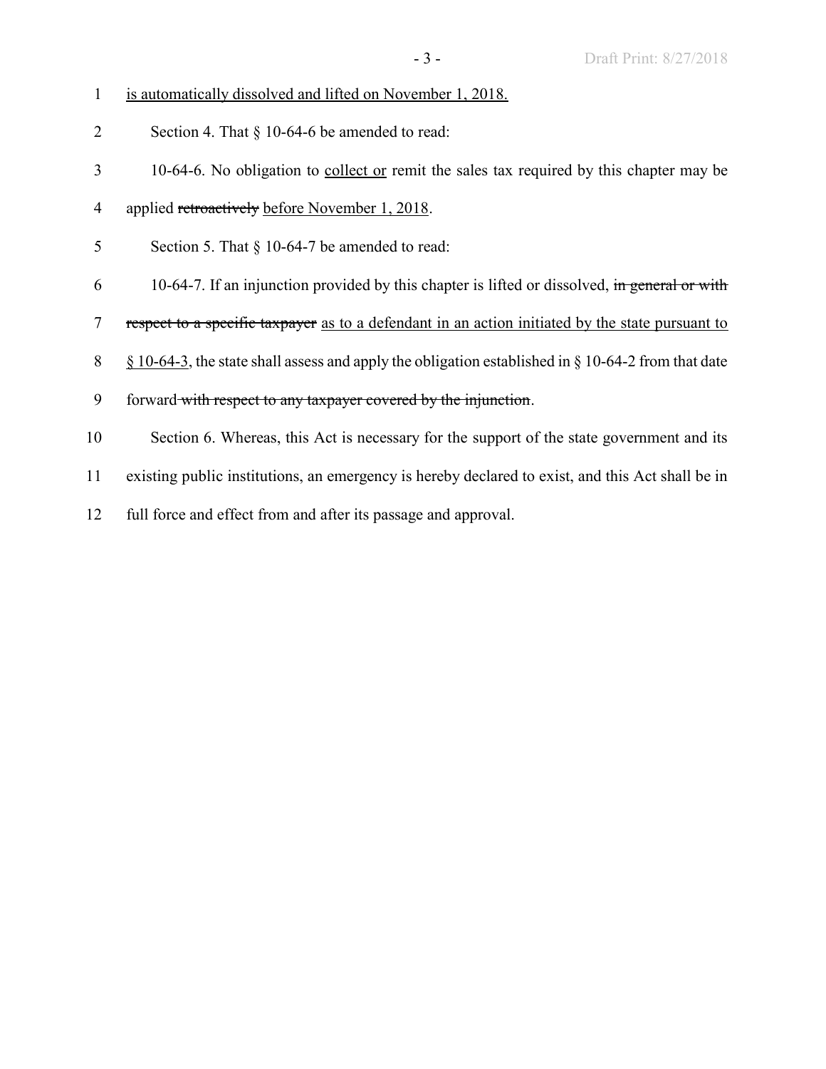is automatically dissolved and lifted on November 1, 2018.

Section 4. That § 10-64-6 be amended to read:

10-64-6. No obligation to collect or remit the sales tax required by this chapter may be applied ~~retroactively~~ before November 1, 2018.

Section 5. That § 10-64-7 be amended to read:

10-64-7. If an injunction provided by this chapter is lifted or dissolved, ~~in general or with respect to a specific taxpayer~~ as to a defendant in an action initiated by the state pursuant to § 10-64-3, the state shall assess and apply the obligation established in § 10-64-2 from that date forward ~~with respect to any taxpayer covered by the injunction~~.

Section 6. Whereas, this Act is necessary for the support of the state government and its existing public institutions, an emergency is hereby declared to exist, and this Act shall be in full force and effect from and after its passage and approval.